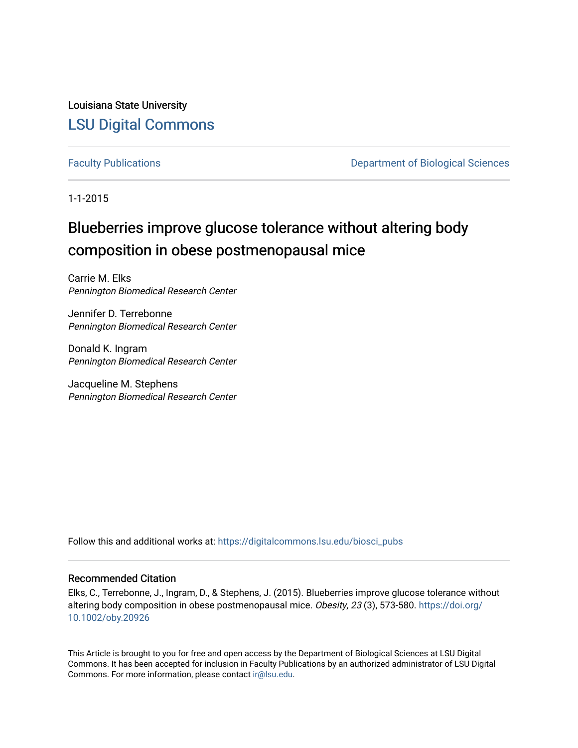Louisiana State University

# LSU Digital Commons

Faculty Publications | Department of Biological Sciences

1-1-2015

## Blueberries improve glucose tolerance without altering body composition in obese postmenopausal mice

Carrie M. Elks
*Pennington Biomedical Research Center*

Jennifer D. Terrebonne
*Pennington Biomedical Research Center*

Donald K. Ingram
*Pennington Biomedical Research Center*

Jacqueline M. Stephens
*Pennington Biomedical Research Center*

Follow this and additional works at: https://digitalcommons.lsu.edu/biosci_pubs

### Recommended Citation

Elks, C., Terrebonne, J., Ingram, D., & Stephens, J. (2015). Blueberries improve glucose tolerance without altering body composition in obese postmenopausal mice. *Obesity, 23* (3), 573-580. https://doi.org/10.1002/oby.20926

This Article is brought to you for free and open access by the Department of Biological Sciences at LSU Digital Commons. It has been accepted for inclusion in Faculty Publications by an authorized administrator of LSU Digital Commons. For more information, please contact ir@lsu.edu.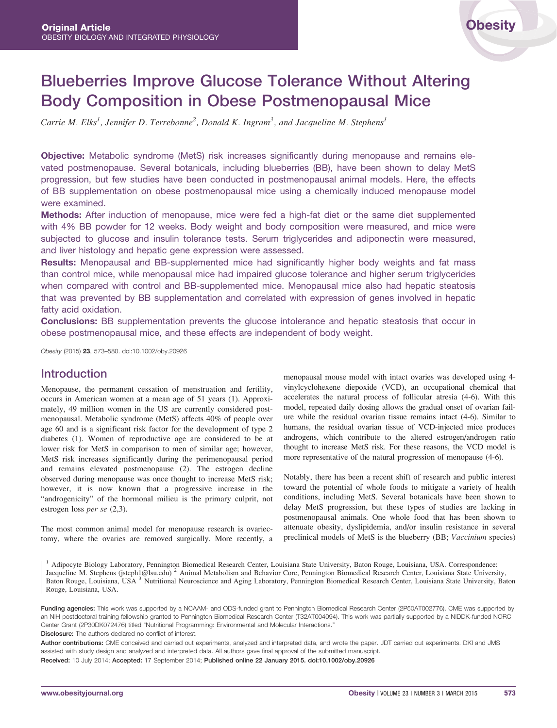# Blueberries Improve Glucose Tolerance Without Altering Body Composition in Obese Postmenopausal Mice

*Carrie M. Elks[1], Jennifer D. Terrebonne[2], Donald K. Ingram[3], and Jacqueline M. Stephens[1]*

**Objective:** Metabolic syndrome (MetS) risk increases significantly during menopause and remains elevated postmenopause. Several botanicals, including blueberries (BB), have been shown to delay MetS progression, but few studies have been conducted in postmenopausal animal models. Here, the effects of BB supplementation on obese postmenopausal mice using a chemically induced menopause model were examined.

**Methods:** After induction of menopause, mice were fed a high-fat diet or the same diet supplemented with 4% BB powder for 12 weeks. Body weight and body composition were measured, and mice were subjected to glucose and insulin tolerance tests. Serum triglycerides and adiponectin were measured, and liver histology and hepatic gene expression were assessed.

**Results:** Menopausal and BB-supplemented mice had significantly higher body weights and fat mass than control mice, while menopausal mice had impaired glucose tolerance and higher serum triglycerides when compared with control and BB-supplemented mice. Menopausal mice also had hepatic steatosis that was prevented by BB supplementation and correlated with expression of genes involved in hepatic fatty acid oxidation.

**Conclusions:** BB supplementation prevents the glucose intolerance and hepatic steatosis that occur in obese postmenopausal mice, and these effects are independent of body weight.

*Obesity* (2015) **23**, 573–580. doi:10.1002/oby.20926

## Introduction

Menopause, the permanent cessation of menstruation and fertility, occurs in American women at a mean age of 51 years (1). Approximately, 49 million women in the US are currently considered postmenopausal. Metabolic syndrome (MetS) affects 40% of people over age 60 and is a significant risk factor for the development of type 2 diabetes (1). Women of reproductive age are considered to be at lower risk for MetS in comparison to men of similar age; however, MetS risk increases significantly during the perimenopausal period and remains elevated postmenopause (2). The estrogen decline observed during menopause was once thought to increase MetS risk; however, it is now known that a progressive increase in the "androgenicity" of the hormonal milieu is the primary culprit, not estrogen loss *per se* (2,3).

The most common animal model for menopause research is ovariectomy, where the ovaries are removed surgically. More recently, a menopausal mouse model with intact ovaries was developed using 4-vinylcyclohexene diepoxide (VCD), an occupational chemical that accelerates the natural process of follicular atresia (4-6). With this model, repeated daily dosing allows the gradual onset of ovarian failure while the residual ovarian tissue remains intact (4-6). Similar to humans, the residual ovarian tissue of VCD-injected mice produces androgens, which contribute to the altered estrogen/androgen ratio thought to increase MetS risk. For these reasons, the VCD model is more representative of the natural progression of menopause (4-6).

Notably, there has been a recent shift of research and public interest toward the potential of whole foods to mitigate a variety of health conditions, including MetS. Several botanicals have been shown to delay MetS progression, but these types of studies are lacking in postmenopausal animals. One whole food that has been shown to attenuate obesity, dyslipidemia, and/or insulin resistance in several preclinical models of MetS is the blueberry (BB; *Vaccinium* species)

[1] Adipocyte Biology Laboratory, Pennington Biomedical Research Center, Louisiana State University, Baton Rouge, Louisiana, USA. Correspondence: Jacqueline M. Stephens (jsteph1@lsu.edu) [2] Animal Metabolism and Behavior Core, Pennington Biomedical Research Center, Louisiana State University, Baton Rouge, Louisiana, USA [3] Nutritional Neuroscience and Aging Laboratory, Pennington Biomedical Research Center, Louisiana State University, Baton Rouge, Louisiana, USA.

**Funding agencies:** This work was supported by a NCAAM- and ODS-funded grant to Pennington Biomedical Research Center (2P50AT002776). CME was supported by an NIH postdoctoral training fellowship granted to Pennington Biomedical Research Center (T32AT004094). This work was partially supported by a NIDDK-funded NORC Center Grant (2P30DK072476) titled "Nutritional Programming: Environmental and Molecular Interactions."

**Disclosure:** The authors declared no conflict of interest.

**Author contributions:** CME conceived and carried out experiments, analyzed and interpreted data, and wrote the paper. JDT carried out experiments. DKI and JMS assisted with study design and analyzed and interpreted data. All authors gave final approval of the submitted manuscript.

**Received:** 10 July 2014; **Accepted:** 17 September 2014; **Published online 22 January 2015. doi:10.1002/oby.20926**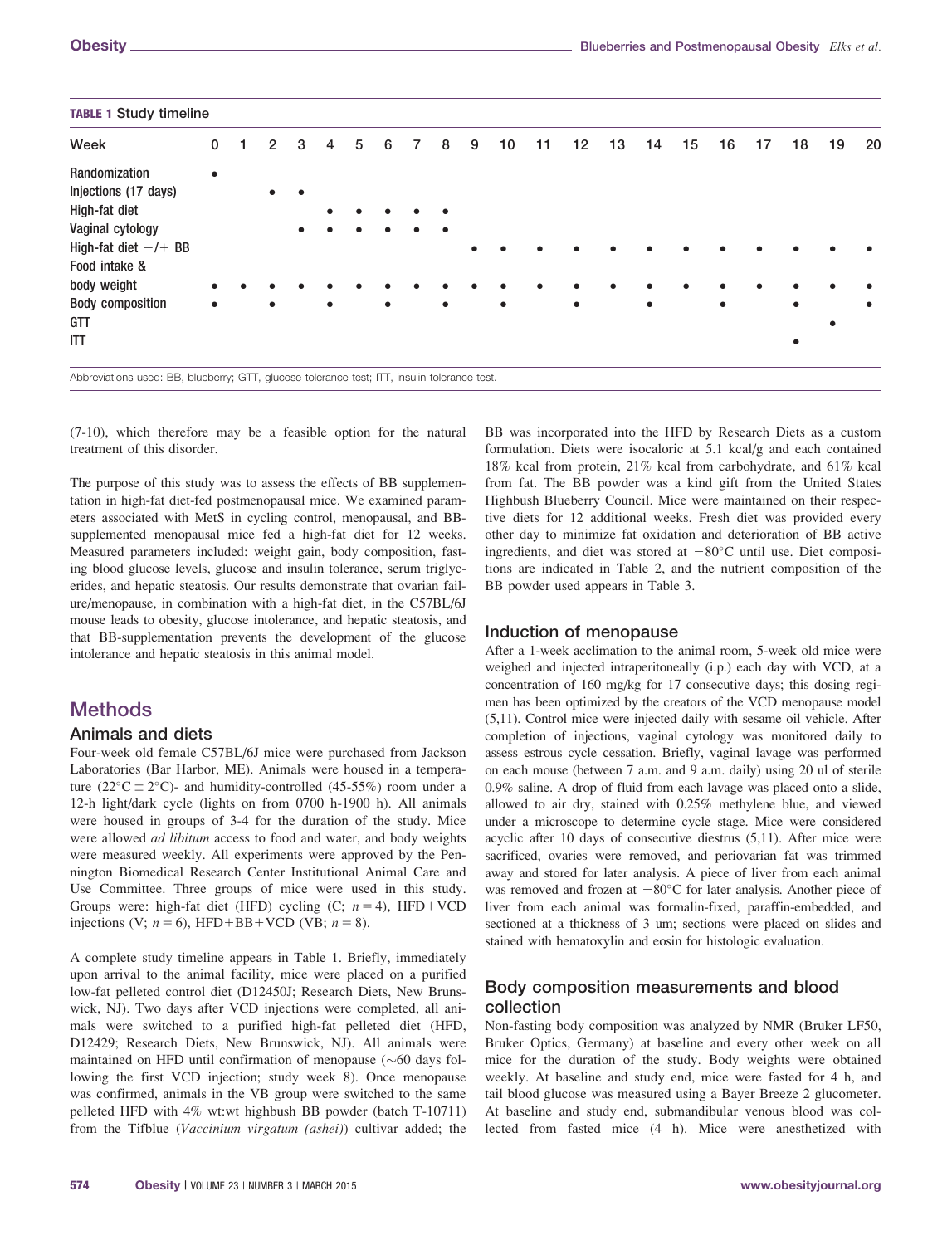**TABLE 1** Study timeline

| Week | 0 | 1 | 2 | 3 | 4 | 5 | 6 | 7 | 8 | 9 | 10 | 11 | 12 | 13 | 14 | 15 | 16 | 17 | 18 | 19 | 20 |
|---|---|---|---|---|---|---|---|---|---|---|---|---|---|---|---|---|---|---|---|---|---|
| Randomization | • | | | | | | | | | | | | | | | | | | | | |
| Injections (17 days) | | | • | • | | | | | | | | | | | | | | | | | |
| High-fat diet | | | | | • | • | • | • | • | | | | | | | | | | | | |
| Vaginal cytology | | | | • | • | • | • | • | • | | | | | | | | | | | | |
| High-fat diet −/+ BB | | | | | | | | | | • | • | • | • | • | • | • | • | • | • | • | • |
| Food intake & body weight | • | • | • | • | • | • | • | • | • | • | • | • | • | • | • | • | • | • | • | • | • |
| Body composition | • | | • | | • | | • | | • | | • | | • | | • | | • | | • | | • |
| GTT | | | | | | | | | | | | | | | | | | | | • | |
| ITT | | | | | | | | | | | | | | | | | | | • | | |

Abbreviations used: BB, blueberry; GTT, glucose tolerance test; ITT, insulin tolerance test.

(7-10), which therefore may be a feasible option for the natural treatment of this disorder.

The purpose of this study was to assess the effects of BB supplementation in high-fat diet-fed postmenopausal mice. We examined parameters associated with MetS in cycling control, menopausal, and BB-supplemented menopausal mice fed a high-fat diet for 12 weeks. Measured parameters included: weight gain, body composition, fasting blood glucose levels, glucose and insulin tolerance, serum triglycerides, and hepatic steatosis. Our results demonstrate that ovarian failure/menopause, in combination with a high-fat diet, in the C57BL/6J mouse leads to obesity, glucose intolerance, and hepatic steatosis, and that BB-supplementation prevents the development of the glucose intolerance and hepatic steatosis in this animal model.

# Methods

## Animals and diets

Four-week old female C57BL/6J mice were purchased from Jackson Laboratories (Bar Harbor, ME). Animals were housed in a temperature (22°C ± 2°C)- and humidity-controlled (45-55%) room under a 12-h light/dark cycle (lights on from 0700 h-1900 h). All animals were housed in groups of 3-4 for the duration of the study. Mice were allowed *ad libitum* access to food and water, and body weights were measured weekly. All experiments were approved by the Pennington Biomedical Research Center Institutional Animal Care and Use Committee. Three groups of mice were used in this study. Groups were: high-fat diet (HFD) cycling (C; $n = 4$), HFD+VCD injections (V; $n = 6$), HFD+BB+VCD (VB; $n = 8$).

A complete study timeline appears in Table 1. Briefly, immediately upon arrival to the animal facility, mice were placed on a purified low-fat pelleted control diet (D12450J; Research Diets, New Brunswick, NJ). Two days after VCD injections were completed, all animals were switched to a purified high-fat pelleted diet (HFD, D12429; Research Diets, New Brunswick, NJ). All animals were maintained on HFD until confirmation of menopause (~60 days following the first VCD injection; study week 8). Once menopause was confirmed, animals in the VB group were switched to the same pelleted HFD with 4% wt:wt highbush BB powder (batch T-10711) from the Tifblue (*Vaccinium virgatum (ashei)*) cultivar added; the BB was incorporated into the HFD by Research Diets as a custom formulation. Diets were isocaloric at 5.1 kcal/g and each contained 18% kcal from protein, 21% kcal from carbohydrate, and 61% kcal from fat. The BB powder was a kind gift from the United States Highbush Blueberry Council. Mice were maintained on their respective diets for 12 additional weeks. Fresh diet was provided every other day to minimize fat oxidation and deterioration of BB active ingredients, and diet was stored at −80°C until use. Diet compositions are indicated in Table 2, and the nutrient composition of the BB powder used appears in Table 3.

## Induction of menopause

After a 1-week acclimation to the animal room, 5-week old mice were weighed and injected intraperitoneally (i.p.) each day with VCD, at a concentration of 160 mg/kg for 17 consecutive days; this dosing regimen has been optimized by the creators of the VCD menopause model (5,11). Control mice were injected daily with sesame oil vehicle. After completion of injections, vaginal cytology was monitored daily to assess estrous cycle cessation. Briefly, vaginal lavage was performed on each mouse (between 7 a.m. and 9 a.m. daily) using 20 ul of sterile 0.9% saline. A drop of fluid from each lavage was placed onto a slide, allowed to air dry, stained with 0.25% methylene blue, and viewed under a microscope to determine cycle stage. Mice were considered acyclic after 10 days of consecutive diestrus (5,11). After mice were sacrificed, ovaries were removed, and periovarian fat was trimmed away and stored for later analysis. A piece of liver from each animal was removed and frozen at −80°C for later analysis. Another piece of liver from each animal was formalin-fixed, paraffin-embedded, and sectioned at a thickness of 3 um; sections were placed on slides and stained with hematoxylin and eosin for histologic evaluation.

## Body composition measurements and blood collection

Non-fasting body composition was analyzed by NMR (Bruker LF50, Bruker Optics, Germany) at baseline and every other week on all mice for the duration of the study. Body weights were obtained weekly. At baseline and study end, mice were fasted for 4 h, and tail blood glucose was measured using a Bayer Breeze 2 glucometer. At baseline and study end, submandibular venous blood was collected from fasted mice (4 h). Mice were anesthetized with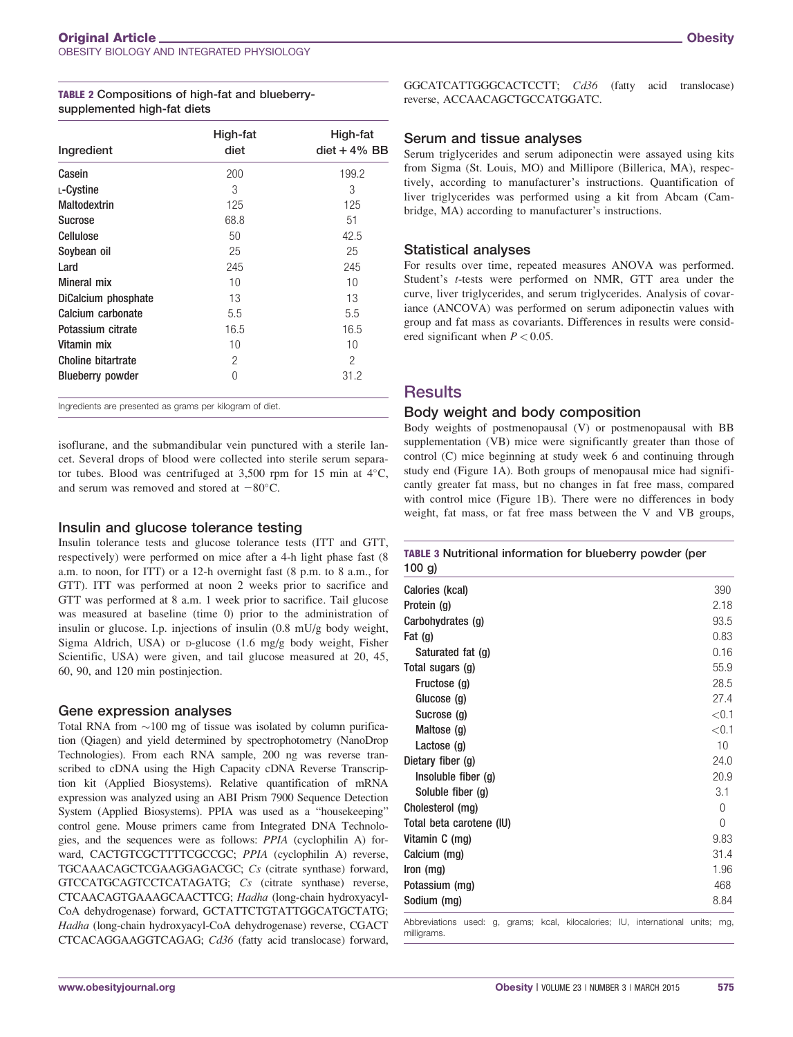**TABLE 2 Compositions of high-fat and blueberry-supplemented high-fat diets**

| Ingredient | High-fat diet | High-fat diet + 4% BB |
|---|---|---|
| Casein | 200 | 199.2 |
| L-Cystine | 3 | 3 |
| Maltodextrin | 125 | 125 |
| Sucrose | 68.8 | 51 |
| Cellulose | 50 | 42.5 |
| Soybean oil | 25 | 25 |
| Lard | 245 | 245 |
| Mineral mix | 10 | 10 |
| DiCalcium phosphate | 13 | 13 |
| Calcium carbonate | 5.5 | 5.5 |
| Potassium citrate | 16.5 | 16.5 |
| Vitamin mix | 10 | 10 |
| Choline bitartrate | 2 | 2 |
| Blueberry powder | 0 | 31.2 |

Ingredients are presented as grams per kilogram of diet.

isoflurane, and the submandibular vein punctured with a sterile lancet. Several drops of blood were collected into sterile serum separator tubes. Blood was centrifuged at 3,500 rpm for 15 min at 4°C, and serum was removed and stored at −80°C.

## Insulin and glucose tolerance testing

Insulin tolerance tests and glucose tolerance tests (ITT and GTT, respectively) were performed on mice after a 4-h light phase fast (8 a.m. to noon, for ITT) or a 12-h overnight fast (8 p.m. to 8 a.m., for GTT). ITT was performed at noon 2 weeks prior to sacrifice and GTT was performed at 8 a.m. 1 week prior to sacrifice. Tail glucose was measured at baseline (time 0) prior to the administration of insulin or glucose. I.p. injections of insulin (0.8 mU/g body weight, Sigma Aldrich, USA) or D-glucose (1.6 mg/g body weight, Fisher Scientific, USA) were given, and tail glucose measured at 20, 45, 60, 90, and 120 min postinjection.

## Gene expression analyses

Total RNA from ~100 mg of tissue was isolated by column purification (Qiagen) and yield determined by spectrophotometry (NanoDrop Technologies). From each RNA sample, 200 ng was reverse transcribed to cDNA using the High Capacity cDNA Reverse Transcription kit (Applied Biosystems). Relative quantification of mRNA expression was analyzed using an ABI Prism 7900 Sequence Detection System (Applied Biosystems). PPIA was used as a "housekeeping" control gene. Mouse primers came from Integrated DNA Technologies, and the sequences were as follows: *PPIA* (cyclophilin A) forward, CACTGTCGCTTTTCGCCGC; *PPIA* (cyclophilin A) reverse, TGCAAACAGCTCGAAGGAGACGC; *Cs* (citrate synthase) forward, GTCCATGCAGTCCTCATAGATG; *Cs* (citrate synthase) reverse, CTCAACAGTGAAAGCAACTTCG; *Hadha* (long-chain hydroxyacyl-CoA dehydrogenase) forward, GCTATTCTGTATTGGCATGCTATG; *Hadha* (long-chain hydroxyacyl-CoA dehydrogenase) reverse, CGACTCTCACAGGAAGGTCAGAG; *Cd36* (fatty acid translocase) forward, GGCATCATTGGGCACTCCTT; *Cd36* (fatty acid translocase) reverse, ACCAACAGCTGCCATGGATC.

## Serum and tissue analyses

Serum triglycerides and serum adiponectin were assayed using kits from Sigma (St. Louis, MO) and Millipore (Billerica, MA), respectively, according to manufacturer's instructions. Quantification of liver triglycerides was performed using a kit from Abcam (Cambridge, MA) according to manufacturer's instructions.

## Statistical analyses

For results over time, repeated measures ANOVA was performed. Student's *t*-tests were performed on NMR, GTT area under the curve, liver triglycerides, and serum triglycerides. Analysis of covariance (ANCOVA) was performed on serum adiponectin values with group and fat mass as covariants. Differences in results were considered significant when $P < 0.05$.

# Results

## Body weight and body composition

Body weights of postmenopausal (V) or postmenopausal with BB supplementation (VB) mice were significantly greater than those of control (C) mice beginning at study week 6 and continuing through study end (Figure 1A). Both groups of menopausal mice had significantly greater fat mass, but no changes in fat free mass, compared with control mice (Figure 1B). There were no differences in body weight, fat mass, or fat free mass between the V and VB groups,

**TABLE 3 Nutritional information for blueberry powder (per 100 g)**

| | |
|---|---|
| Calories (kcal) | 390 |
| Protein (g) | 2.18 |
| Carbohydrates (g) | 93.5 |
| Fat (g) | 0.83 |
| Saturated fat (g) | 0.16 |
| Total sugars (g) | 55.9 |
| Fructose (g) | 28.5 |
| Glucose (g) | 27.4 |
| Sucrose (g) | <0.1 |
| Maltose (g) | <0.1 |
| Lactose (g) | 10 |
| Dietary fiber (g) | 24.0 |
| Insoluble fiber (g) | 20.9 |
| Soluble fiber (g) | 3.1 |
| Cholesterol (mg) | 0 |
| Total beta carotene (IU) | 0 |
| Vitamin C (mg) | 9.83 |
| Calcium (mg) | 31.4 |
| Iron (mg) | 1.96 |
| Potassium (mg) | 468 |
| Sodium (mg) | 8.84 |

Abbreviations used: g, grams; kcal, kilocalories; IU, international units; mg, milligrams.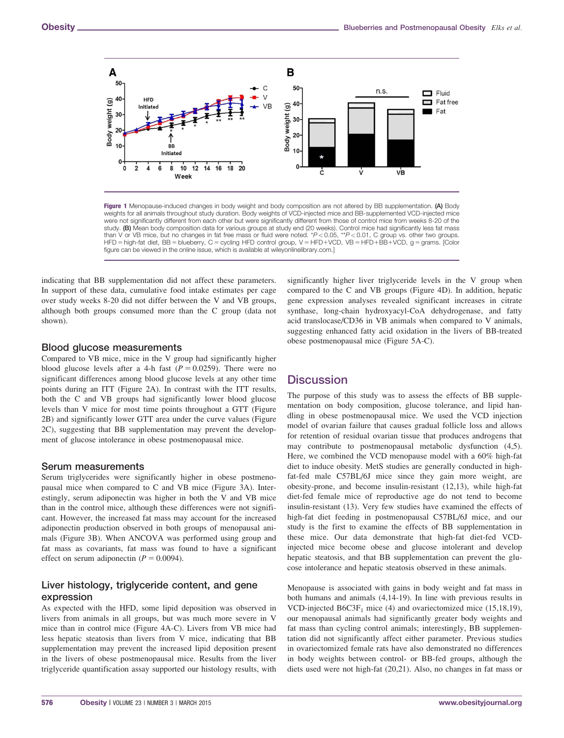Figure 1 Menopause-induced changes in body weight and body composition are not altered by BB supplementation. **(A)** Body weights for all animals throughout study duration. Body weights of VCD-injected mice and BB-supplemented VCD-injected mice were not significantly different from each other but were significantly different from those of control mice from weeks 8-20 of the study. **(B)** Mean body composition data for various groups at study end (20 weeks). Control mice had significantly less fat mass than V or VB mice, but no changes in fat free mass or fluid were noted. *$P < 0.05$, **$P < 0.01$, C group vs. other two groups. HFD = high-fat diet, BB = blueberry, C = cycling HFD control group, V = HFD+VCD, VB = HFD+BB+VCD, g = grams. [Color figure can be viewed in the online issue, which is available at wileyonlinelibrary.com.]

indicating that BB supplementation did not affect these parameters. In support of these data, cumulative food intake estimates per cage over study weeks 8-20 did not differ between the V and VB groups, although both groups consumed more than the C group (data not shown).

## Blood glucose measurements

Compared to VB mice, mice in the V group had significantly higher blood glucose levels after a 4-h fast ($P = 0.0259$). There were no significant differences among blood glucose levels at any other time points during an ITT (Figure 2A). In contrast with the ITT results, both the C and VB groups had significantly lower blood glucose levels than V mice for most time points throughout a GTT (Figure 2B) and significantly lower GTT area under the curve values (Figure 2C), suggesting that BB supplementation may prevent the development of glucose intolerance in obese postmenopausal mice.

## Serum measurements

Serum triglycerides were significantly higher in obese postmenopausal mice when compared to C and VB mice (Figure 3A). Interestingly, serum adiponectin was higher in both the V and VB mice than in the control mice, although these differences were not significant. However, the increased fat mass may account for the increased adiponectin production observed in both groups of menopausal animals (Figure 3B). When ANCOVA was performed using group and fat mass as covariants, fat mass was found to have a significant effect on serum adiponectin ($P = 0.0094$).

## Liver histology, triglyceride content, and gene expression

As expected with the HFD, some lipid deposition was observed in livers from animals in all groups, but was much more severe in V mice than in control mice (Figure 4A-C). Livers from VB mice had less hepatic steatosis than livers from V mice, indicating that BB supplementation may prevent the increased lipid deposition present in the livers of obese postmenopausal mice. Results from the liver triglyceride quantification assay supported our histology results, with significantly higher liver triglyceride levels in the V group when compared to the C and VB groups (Figure 4D). In addition, hepatic gene expression analyses revealed significant increases in citrate synthase, long-chain hydroxyacyl-CoA dehydrogenase, and fatty acid translocase/CD36 in VB animals when compared to V animals, suggesting enhanced fatty acid oxidation in the livers of BB-treated obese postmenopausal mice (Figure 5A-C).

# Discussion

The purpose of this study was to assess the effects of BB supplementation on body composition, glucose tolerance, and lipid handling in obese postmenopausal mice. We used the VCD injection model of ovarian failure that causes gradual follicle loss and allows for retention of residual ovarian tissue that produces androgens that may contribute to postmenopausal metabolic dysfunction (4,5). Here, we combined the VCD menopause model with a 60% high-fat diet to induce obesity. MetS studies are generally conducted in high-fat-fed male C57BL/6J mice since they gain more weight, are obesity-prone, and become insulin-resistant (12,13), while high-fat diet-fed female mice of reproductive age do not tend to become insulin-resistant (13). Very few studies have examined the effects of high-fat diet feeding in postmenopausal C57BL/6J mice, and our study is the first to examine the effects of BB supplementation in these mice. Our data demonstrate that high-fat diet-fed VCD-injected mice become obese and glucose intolerant and develop hepatic steatosis, and that BB supplementation can prevent the glucose intolerance and hepatic steatosis observed in these animals.

Menopause is associated with gains in body weight and fat mass in both humans and animals (4,14-19). In line with previous results in VCD-injected $B6C3F_1$ mice (4) and ovariectomized mice (15,18,19), our menopausal animals had significantly greater body weights and fat mass than cycling control animals; interestingly, BB supplementation did not significantly affect either parameter. Previous studies in ovariectomized female rats have also demonstrated no differences in body weights between control- or BB-fed groups, although the diets used were not high-fat (20,21). Also, no changes in fat mass or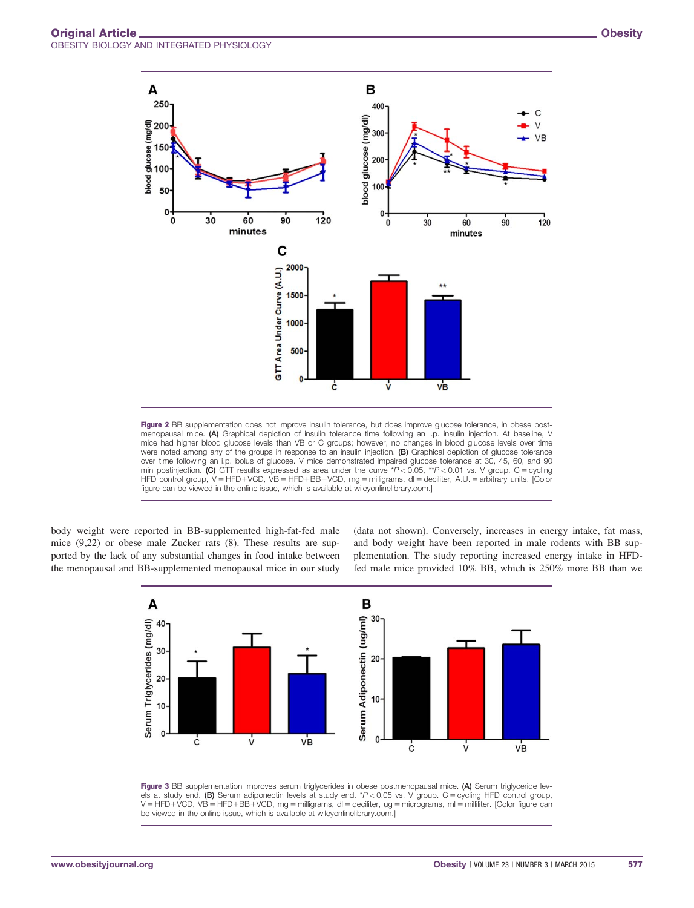Figure 2 BB supplementation does not improve insulin tolerance, but does improve glucose tolerance, in obese postmenopausal mice. (A) Graphical depiction of insulin tolerance time following an i.p. insulin injection. At baseline, V mice had higher blood glucose levels than VB or C groups; however, no changes in blood glucose levels over time were noted among any of the groups in response to an insulin injection. (B) Graphical depiction of glucose tolerance over time following an i.p. bolus of glucose. V mice demonstrated impaired glucose tolerance at 30, 45, 60, and 90 min postinjection. (C) GTT results expressed as area under the curve *$P < 0.05$, **$P < 0.01$ vs. V group. C = cycling HFD control group, V = HFD+VCD, VB = HFD+BB+VCD, mg = milligrams, dl = deciliter, A.U. = arbitrary units. [Color figure can be viewed in the online issue, which is available at wileyonlinelibrary.com.]

body weight were reported in BB-supplemented high-fat-fed male mice (9,22) or obese male Zucker rats (8). These results are supported by the lack of any substantial changes in food intake between the menopausal and BB-supplemented menopausal mice in our study (data not shown). Conversely, increases in energy intake, fat mass, and body weight have been reported in male rodents with BB supplementation. The study reporting increased energy intake in HFD-fed male mice provided 10% BB, which is 250% more BB than we

Figure 3 BB supplementation improves serum triglycerides in obese postmenopausal mice. (A) Serum triglyceride levels at study end. (B) Serum adiponectin levels at study end. *$P < 0.05$ vs. V group. C = cycling HFD control group, V = HFD+VCD, VB = HFD+BB+VCD, mg = milligrams, dl = deciliter, ug = micrograms, ml = milliliter. [Color figure can be viewed in the online issue, which is available at wileyonlinelibrary.com.]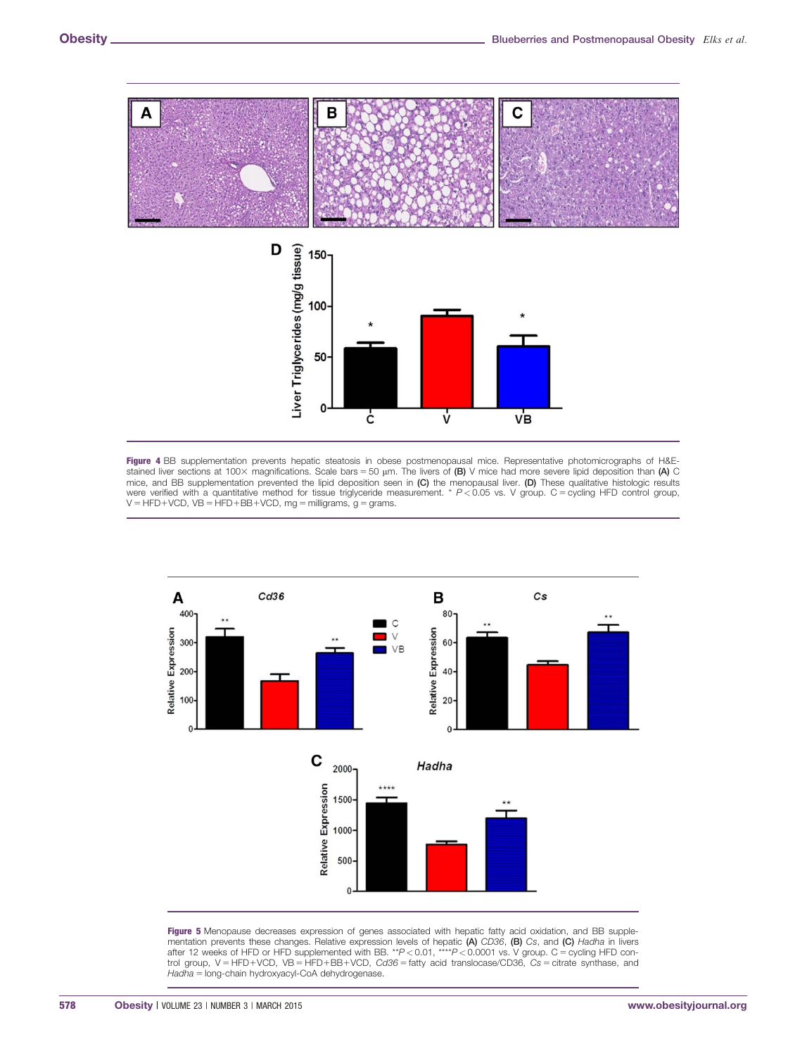**Figure 4** BB supplementation prevents hepatic steatosis in obese postmenopausal mice. Representative photomicrographs of H&E-stained liver sections at 100× magnifications. Scale bars = 50 μm. The livers of **(B)** V mice had more severe lipid deposition than **(A)** C mice, and BB supplementation prevented the lipid deposition seen in **(C)** the menopausal liver. **(D)** These qualitative histologic results were verified with a quantitative method for tissue triglyceride measurement. * $P < 0.05$ vs. V group. C = cycling HFD control group, V = HFD+VCD, VB = HFD+BB+VCD, mg = milligrams, g = grams.

**Figure 5** Menopause decreases expression of genes associated with hepatic fatty acid oxidation, and BB supplementation prevents these changes. Relative expression levels of hepatic **(A)** *CD36*, **(B)** *Cs*, and **(C)** *Hadha* in livers after 12 weeks of HFD or HFD supplemented with BB. ** $P < 0.01$, **** $P < 0.0001$ vs. V group. C = cycling HFD control group, V = HFD+VCD, VB = HFD+BB+VCD, *Cd36* = fatty acid translocase/CD36, *Cs* = citrate synthase, and *Hadha* = long-chain hydroxyacyl-CoA dehydrogenase.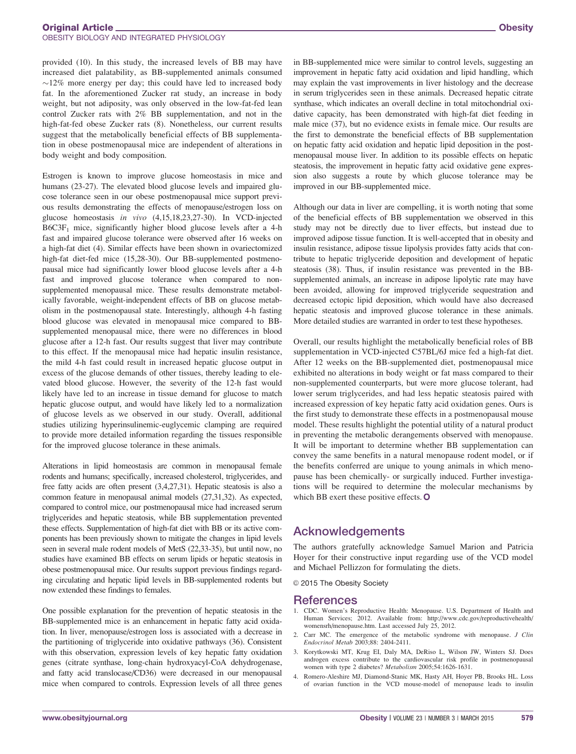provided (10). In this study, the increased levels of BB may have increased diet palatability, as BB-supplemented animals consumed ~12% more energy per day; this could have led to increased body fat. In the aforementioned Zucker rat study, an increase in body weight, but not adiposity, was only observed in the low-fat-fed lean control Zucker rats with 2% BB supplementation, and not in the high-fat-fed obese Zucker rats (8). Nonetheless, our current results suggest that the metabolically beneficial effects of BB supplementation in obese postmenopausal mice are independent of alterations in body weight and body composition.

Estrogen is known to improve glucose homeostasis in mice and humans (23-27). The elevated blood glucose levels and impaired glucose tolerance seen in our obese postmenopausal mice support previous results demonstrating the effects of menopause/estrogen loss on glucose homeostasis *in vivo* (4,15,18,23,27-30). In VCD-injected $B6C3F_1$ mice, significantly higher blood glucose levels after a 4-h fast and impaired glucose tolerance were observed after 16 weeks on a high-fat diet (4). Similar effects have been shown in ovariectomized high-fat diet-fed mice (15,28-30). Our BB-supplemented postmenopausal mice had significantly lower blood glucose levels after a 4-h fast and improved glucose tolerance when compared to non-supplemented menopausal mice. These results demonstrate metabolically favorable, weight-independent effects of BB on glucose metabolism in the postmenopausal state. Interestingly, although 4-h fasting blood glucose was elevated in menopausal mice compared to BB-supplemented menopausal mice, there were no differences in blood glucose after a 12-h fast. Our results suggest that liver may contribute to this effect. If the menopausal mice had hepatic insulin resistance, the mild 4-h fast could result in increased hepatic glucose output in excess of the glucose demands of other tissues, thereby leading to elevated blood glucose. However, the severity of the 12-h fast would likely have led to an increase in tissue demand for glucose to match hepatic glucose output, and would have likely led to a normalization of glucose levels as we observed in our study. Overall, additional studies utilizing hyperinsulinemic-euglycemic clamping are required to provide more detailed information regarding the tissues responsible for the improved glucose tolerance in these animals.

Alterations in lipid homeostasis are common in menopausal female rodents and humans; specifically, increased cholesterol, triglycerides, and free fatty acids are often present (3,4,27,31). Hepatic steatosis is also a common feature in menopausal animal models (27,31,32). As expected, compared to control mice, our postmenopausal mice had increased serum triglycerides and hepatic steatosis, while BB supplementation prevented these effects. Supplementation of high-fat diet with BB or its active components has been previously shown to mitigate the changes in lipid levels seen in several male rodent models of MetS (22,33-35), but until now, no studies have examined BB effects on serum lipids or hepatic steatosis in obese postmenopausal mice. Our results support previous findings regarding circulating and hepatic lipid levels in BB-supplemented rodents but now extended these findings to females.

One possible explanation for the prevention of hepatic steatosis in the BB-supplemented mice is an enhancement in hepatic fatty acid oxidation. In liver, menopause/estrogen loss is associated with a decrease in the partitioning of triglyceride into oxidative pathways (36). Consistent with this observation, expression levels of key hepatic fatty oxidation genes (citrate synthase, long-chain hydroxyacyl-CoA dehydrogenase, and fatty acid translocase/CD36) were decreased in our menopausal mice when compared to controls. Expression levels of all three genes in BB-supplemented mice were similar to control levels, suggesting an improvement in hepatic fatty acid oxidation and lipid handling, which may explain the vast improvements in liver histology and the decrease in serum triglycerides seen in these animals. Decreased hepatic citrate synthase, which indicates an overall decline in total mitochondrial oxidative capacity, has been demonstrated with high-fat diet feeding in male mice (37), but no evidence exists in female mice. Our results are the first to demonstrate the beneficial effects of BB supplementation on hepatic fatty acid oxidation and hepatic lipid deposition in the postmenopausal mouse liver. In addition to its possible effects on hepatic steatosis, the improvement in hepatic fatty acid oxidative gene expression also suggests a route by which glucose tolerance may be improved in our BB-supplemented mice.

Although our data in liver are compelling, it is worth noting that some of the beneficial effects of BB supplementation we observed in this study may not be directly due to liver effects, but instead due to improved adipose tissue function. It is well-accepted that in obesity and insulin resistance, adipose tissue lipolysis provides fatty acids that contribute to hepatic triglyceride deposition and development of hepatic steatosis (38). Thus, if insulin resistance was prevented in the BB-supplemented animals, an increase in adipose lipolytic rate may have been avoided, allowing for improved triglyceride sequestration and decreased ectopic lipid deposition, which would have also decreased hepatic steatosis and improved glucose tolerance in these animals. More detailed studies are warranted in order to test these hypotheses.

Overall, our results highlight the metabolically beneficial roles of BB supplementation in VCD-injected C57BL/6J mice fed a high-fat diet. After 12 weeks on the BB-supplemented diet, postmenopausal mice exhibited no alterations in body weight or fat mass compared to their non-supplemented counterparts, but were more glucose tolerant, had lower serum triglycerides, and had less hepatic steatosis paired with increased expression of key hepatic fatty acid oxidation genes. Ours is the first study to demonstrate these effects in a postmenopausal mouse model. These results highlight the potential utility of a natural product in preventing the metabolic derangements observed with menopause. It will be important to determine whether BB supplementation can convey the same benefits in a natural menopause rodent model, or if the benefits conferred are unique to young animals in which menopause has been chemically- or surgically induced. Further investigations will be required to determine the molecular mechanisms by which BB exert these positive effects. O

## Acknowledgements

The authors gratefully acknowledge Samuel Marion and Patricia Hoyer for their constructive input regarding use of the VCD model and Michael Pellizzon for formulating the diets.

© 2015 The Obesity Society

## References

1. CDC. Women's Reproductive Health: Menopause. U.S. Department of Health and Human Services; 2012. Available from: http://www.cdc.gov/reproductivehealth/womensrh/menopause.htm. Last accessed July 25, 2012.
2. Carr MC. The emergence of the metabolic syndrome with menopause. *J Clin Endocrinol Metab* 2003;88: 2404-2411.
3. Korytkowski MT, Krug EI, Daly MA, DeRiso L, Wilson JW, Winters SJ. Does androgen excess contribute to the cardiovascular risk profile in postmenopausal women with type 2 diabetes? *Metabolism* 2005;54:1626-1631.
4. Romero-Aleshire MJ, Diamond-Stanic MK, Hasty AH, Hoyer PB, Brooks HL. Loss of ovarian function in the VCD mouse-model of menopause leads to insulin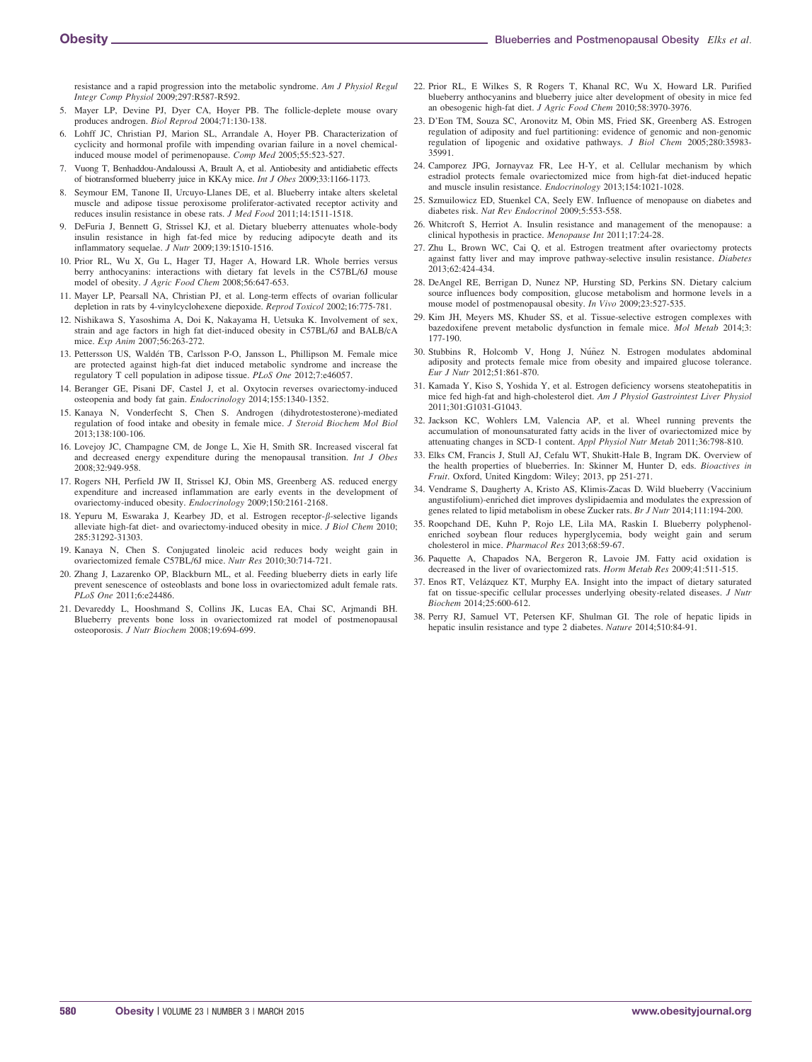resistance and a rapid progression into the metabolic syndrome. *Am J Physiol Regul Integr Comp Physiol* 2009;297:R587-R592.

5. Mayer LP, Devine PJ, Dyer CA, Hoyer PB. The follicle-deplete mouse ovary produces androgen. *Biol Reprod* 2004;71:130-138.
6. Lohff JC, Christian PJ, Marion SL, Arrandale A, Hoyer PB. Characterization of cyclicity and hormonal profile with impending ovarian failure in a novel chemical-induced mouse model of perimenopause. *Comp Med* 2005;55:523-527.
7. Vuong T, Benhaddou-Andaloussi A, Brault A, et al. Antiobesity and antidiabetic effects of biotransformed blueberry juice in KKAy mice. *Int J Obes* 2009;33:1166-1173.
8. Seymour EM, Tanone II, Urcuyo-Llanes DE, et al. Blueberry intake alters skeletal muscle and adipose tissue peroxisome proliferator-activated receptor activity and reduces insulin resistance in obese rats. *J Med Food* 2011;14:1511-1518.
9. DeFuria J, Bennett G, Strissel KJ, et al. Dietary blueberry attenuates whole-body insulin resistance in high fat-fed mice by reducing adipocyte death and its inflammatory sequelae. *J Nutr* 2009;139:1510-1516.
10. Prior RL, Wu X, Gu L, Hager TJ, Hager A, Howard LR. Whole berries versus berry anthocyanins: interactions with dietary fat levels in the C57BL/6J mouse model of obesity. *J Agric Food Chem* 2008;56:647-653.
11. Mayer LP, Pearsall NA, Christian PJ, et al. Long-term effects of ovarian follicular depletion in rats by 4-vinylcyclohexene diepoxide. *Reprod Toxicol* 2002;16:775-781.
12. Nishikawa S, Yasoshima A, Doi K, Nakayama H, Uetsuka K. Involvement of sex, strain and age factors in high fat diet-induced obesity in C57BL/6J and BALB/cA mice. *Exp Anim* 2007;56:263-272.
13. Pettersson US, Waldén TB, Carlsson P-O, Jansson L, Phillipson M. Female mice are protected against high-fat diet induced metabolic syndrome and increase the regulatory T cell population in adipose tissue. *PLoS One* 2012;7:e46057.
14. Beranger GE, Pisani DF, Castel J, et al. Oxytocin reverses ovariectomy-induced osteopenia and body fat gain. *Endocrinology* 2014;155:1340-1352.
15. Kanaya N, Vonderfecht S, Chen S. Androgen (dihydrotestosterone)-mediated regulation of food intake and obesity in female mice. *J Steroid Biochem Mol Biol* 2013;138:100-106.
16. Lovejoy JC, Champagne CM, de Jonge L, Xie H, Smith SR. Increased visceral fat and decreased energy expenditure during the menopausal transition. *Int J Obes* 2008;32:949-958.
17. Rogers NH, Perfield JW II, Strissel KJ, Obin MS, Greenberg AS. reduced energy expenditure and increased inflammation are early events in the development of ovariectomy-induced obesity. *Endocrinology* 2009;150:2161-2168.
18. Yepuru M, Eswaraka J, Kearbey JD, et al. Estrogen receptor-$\beta$-selective ligands alleviate high-fat diet- and ovariectomy-induced obesity in mice. *J Biol Chem* 2010; 285:31292-31303.
19. Kanaya N, Chen S. Conjugated linoleic acid reduces body weight gain in ovariectomized female C57BL/6J mice. *Nutr Res* 2010;30:714-721.
20. Zhang J, Lazarenko OP, Blackburn ML, et al. Feeding blueberry diets in early life prevent senescence of osteoblasts and bone loss in ovariectomized adult female rats. *PLoS One* 2011;6:e24486.
21. Devareddy L, Hooshmand S, Collins JK, Lucas EA, Chai SC, Arjmandi BH. Blueberry prevents bone loss in ovariectomized rat model of postmenopausal osteoporosis. *J Nutr Biochem* 2008;19:694-699.
22. Prior RL, E Wilkes S, R Rogers T, Khanal RC, Wu X, Howard LR. Purified blueberry anthocyanins and blueberry juice alter development of obesity in mice fed an obesogenic high-fat diet. *J Agric Food Chem* 2010;58:3970-3976.
23. D'Eon TM, Souza SC, Aronovitz M, Obin MS, Fried SK, Greenberg AS. Estrogen regulation of adiposity and fuel partitioning: evidence of genomic and non-genomic regulation of lipogenic and oxidative pathways. *J Biol Chem* 2005;280:35983-35991.
24. Camporez JPG, Jornayvaz FR, Lee H-Y, et al. Cellular mechanism by which estradiol protects female ovariectomized mice from high-fat diet-induced hepatic and muscle insulin resistance. *Endocrinology* 2013;154:1021-1028.
25. Szmuilowicz ED, Stuenkel CA, Seely EW. Influence of menopause on diabetes and diabetes risk. *Nat Rev Endocrinol* 2009;5:553-558.
26. Whitcroft S, Herriot A. Insulin resistance and management of the menopause: a clinical hypothesis in practice. *Menopause Int* 2011;17:24-28.
27. Zhu L, Brown WC, Cai Q, et al. Estrogen treatment after ovariectomy protects against fatty liver and may improve pathway-selective insulin resistance. *Diabetes* 2013;62:424-434.
28. DeAngel RE, Berrigan D, Nunez NP, Hursting SD, Perkins SN. Dietary calcium source influences body composition, glucose metabolism and hormone levels in a mouse model of postmenopausal obesity. *In Vivo* 2009;23:527-535.
29. Kim JH, Meyers MS, Khuder SS, et al. Tissue-selective estrogen complexes with bazedoxifene prevent metabolic dysfunction in female mice. *Mol Metab* 2014;3: 177-190.
30. Stubbins R, Holcomb V, Hong J, Núñez N. Estrogen modulates abdominal adiposity and protects female mice from obesity and impaired glucose tolerance. *Eur J Nutr* 2012;51:861-870.
31. Kamada Y, Kiso S, Yoshida Y, et al. Estrogen deficiency worsens steatohepatitis in mice fed high-fat and high-cholesterol diet. *Am J Physiol Gastrointest Liver Physiol* 2011;301:G1031-G1043.
32. Jackson KC, Wohlers LM, Valencia AP, et al. Wheel running prevents the accumulation of monounsaturated fatty acids in the liver of ovariectomized mice by attenuating changes in SCD-1 content. *Appl Physiol Nutr Metab* 2011;36:798-810.
33. Elks CM, Francis J, Stull AJ, Cefalu WT, Shukitt-Hale B, Ingram DK. Overview of the health properties of blueberries. In: Skinner M, Hunter D, eds. *Bioactives in Fruit*. Oxford, United Kingdom: Wiley; 2013, pp 251-271.
34. Vendrame S, Daugherty A, Kristo AS, Klimis-Zacas D. Wild blueberry (Vaccinium angustifolium)-enriched diet improves dyslipidaemia and modulates the expression of genes related to lipid metabolism in obese Zucker rats. *Br J Nutr* 2014;111:194-200.
35. Roopchand DE, Kuhn P, Rojo LE, Lila MA, Raskin I. Blueberry polyphenol-enriched soybean flour reduces hyperglycemia, body weight gain and serum cholesterol in mice. *Pharmacol Res* 2013;68:59-67.
36. Paquette A, Chapados NA, Bergeron R, Lavoie JM. Fatty acid oxidation is decreased in the liver of ovariectomized rats. *Horm Metab Res* 2009;41:511-515.
37. Enos RT, Velázquez KT, Murphy EA. Insight into the impact of dietary saturated fat on tissue-specific cellular processes underlying obesity-related diseases. *J Nutr Biochem* 2014;25:600-612.
38. Perry RJ, Samuel VT, Petersen KF, Shulman GI. The role of hepatic lipids in hepatic insulin resistance and type 2 diabetes. *Nature* 2014;510:84-91.